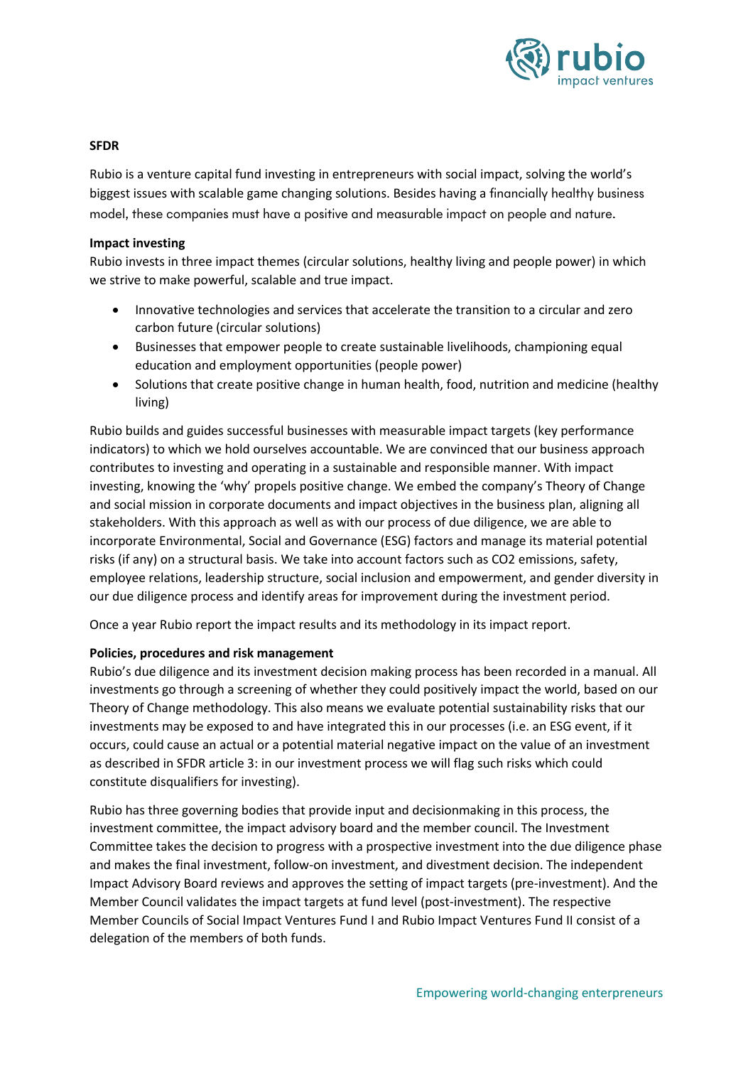**SFDR**

Rubio is a venture capital fund investing in entrepreneurs with social impact, solving the world's biggest issues with scalable game changing solutions. Besides having a financially healthy business model, these companies must have a positive and measurable impact on people and nature.

**Impact investing**

Rubio invests in three impact themes (circular solutions, healthy living and people power) in which we strive to make powerful, scalable and true impact.

- Innovative technologies and services that accelerate the transition to a circular and zero carbon future (circular solutions)
- Businesses that empower people to create sustainable livelihoods, championing equal education and employment opportunities (people power)
- Solutions that create positive change in human health, food, nutrition and medicine (healthy living)

Rubio builds and guides successful businesses with measurable impact targets (key performance indicators) to which we hold ourselves accountable. We are convinced that our business approach contributes to investing and operating in a sustainable and responsible manner. With impact investing, knowing the 'why' propels positive change. We embed the company's Theory of Change and social mission in corporate documents and impact objectives in the business plan, aligning all stakeholders. With this approach as well as with our process of due diligence, we are able to incorporate Environmental, Social and Governance (ESG) factors and manage its material potential risks (if any) on a structural basis. We take into account factors such as CO2 emissions, safety, employee relations, leadership structure, social inclusion and empowerment, and gender diversity in our due diligence process and identify areas for improvement during the investment period.

Once a year Rubio report the impact results and its methodology in its impact report.

**Policies, procedures and risk management**

Rubio's due diligence and its investment decision making process has been recorded in a manual. All investments go through a screening of whether they could positively impact the world, based on our Theory of Change methodology. This also means we evaluate potential sustainability risks that our investments may be exposed to and have integrated this in our processes (i.e. an ESG event, if it occurs, could cause an actual or a potential material negative impact on the value of an investment as described in SFDR article 3: in our investment process we will flag such risks which could constitute disqualifiers for investing).

Rubio has three governing bodies that provide input and decisionmaking in this process, the investment committee, the impact advisory board and the member council. The Investment Committee takes the decision to progress with a prospective investment into the due diligence phase and makes the final investment, follow-on investment, and divestment decision. The independent Impact Advisory Board reviews and approves the setting of impact targets (pre-investment). And the Member Council validates the impact targets at fund level (post-investment). The respective Member Councils of Social Impact Ventures Fund I and Rubio Impact Ventures Fund II consist of a delegation of the members of both funds.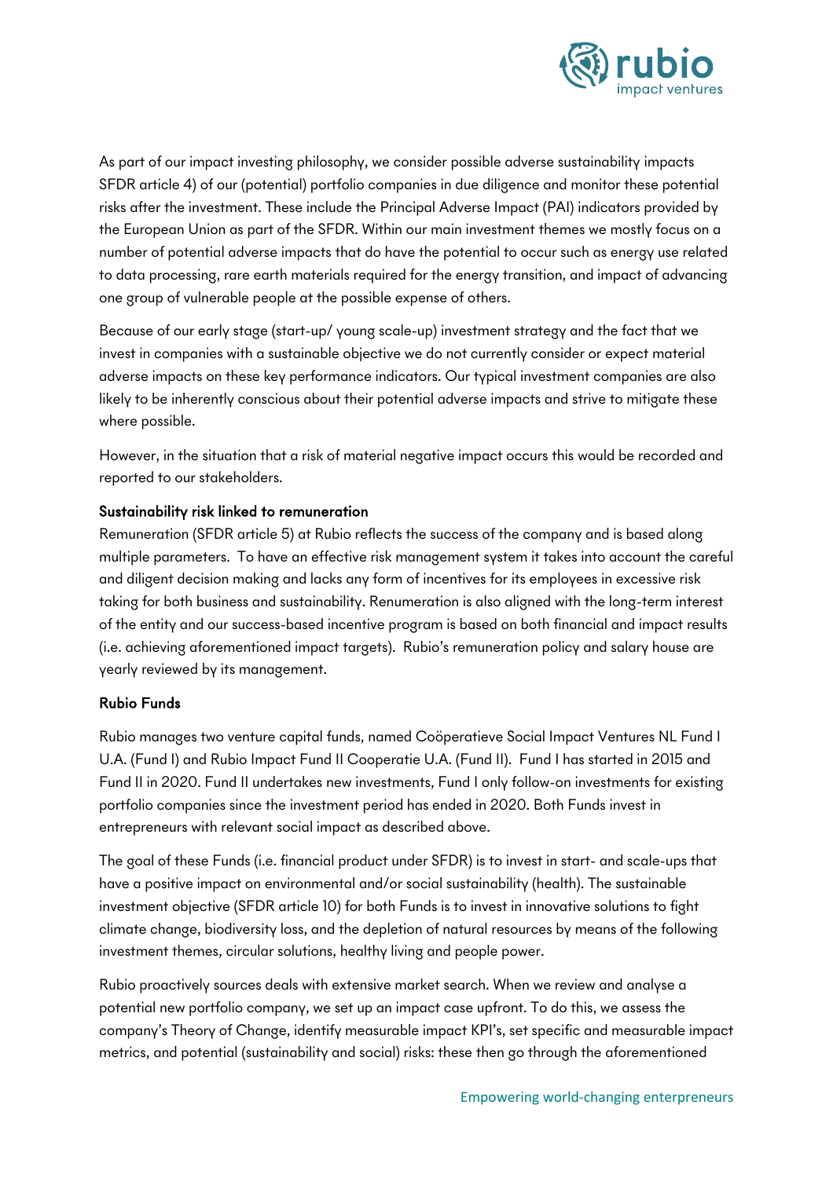As part of our impact investing philosophy, we consider possible adverse sustainability impacts SFDR article 4) of our (potential) portfolio companies in due diligence and monitor these potential risks after the investment. These include the Principal Adverse Impact (PAI) indicators provided by the European Union as part of the SFDR. Within our main investment themes we mostly focus on a number of potential adverse impacts that do have the potential to occur such as energy use related to data processing, rare earth materials required for the energy transition, and impact of advancing one group of vulnerable people at the possible expense of others.

Because of our early stage (start-up/ young scale-up) investment strategy and the fact that we invest in companies with a sustainable objective we do not currently consider or expect material adverse impacts on these key performance indicators. Our typical investment companies are also likely to be inherently conscious about their potential adverse impacts and strive to mitigate these where possible.

However, in the situation that a risk of material negative impact occurs this would be recorded and reported to our stakeholders.

**Sustainability risk linked to remuneration**

Remuneration (SFDR article 5) at Rubio reflects the success of the company and is based along multiple parameters. To have an effective risk management system it takes into account the careful and diligent decision making and lacks any form of incentives for its employees in excessive risk taking for both business and sustainability. Renumeration is also aligned with the long-term interest of the entity and our success-based incentive program is based on both financial and impact results (i.e. achieving aforementioned impact targets). Rubio's remuneration policy and salary house are yearly reviewed by its management.

**Rubio Funds**

Rubio manages two venture capital funds, named Coöperatieve Social Impact Ventures NL Fund I U.A. (Fund I) and Rubio Impact Fund II Cooperatie U.A. (Fund II). Fund I has started in 2015 and Fund II in 2020. Fund II undertakes new investments, Fund I only follow-on investments for existing portfolio companies since the investment period has ended in 2020. Both Funds invest in entrepreneurs with relevant social impact as described above.

The goal of these Funds (i.e. financial product under SFDR) is to invest in start- and scale-ups that have a positive impact on environmental and/or social sustainability (health). The sustainable investment objective (SFDR article 10) for both Funds is to invest in innovative solutions to fight climate change, biodiversity loss, and the depletion of natural resources by means of the following investment themes, circular solutions, healthy living and people power.

Rubio proactively sources deals with extensive market search. When we review and analyse a potential new portfolio company, we set up an impact case upfront. To do this, we assess the company's Theory of Change, identify measurable impact KPI's, set specific and measurable impact metrics, and potential (sustainability and social) risks: these then go through the aforementioned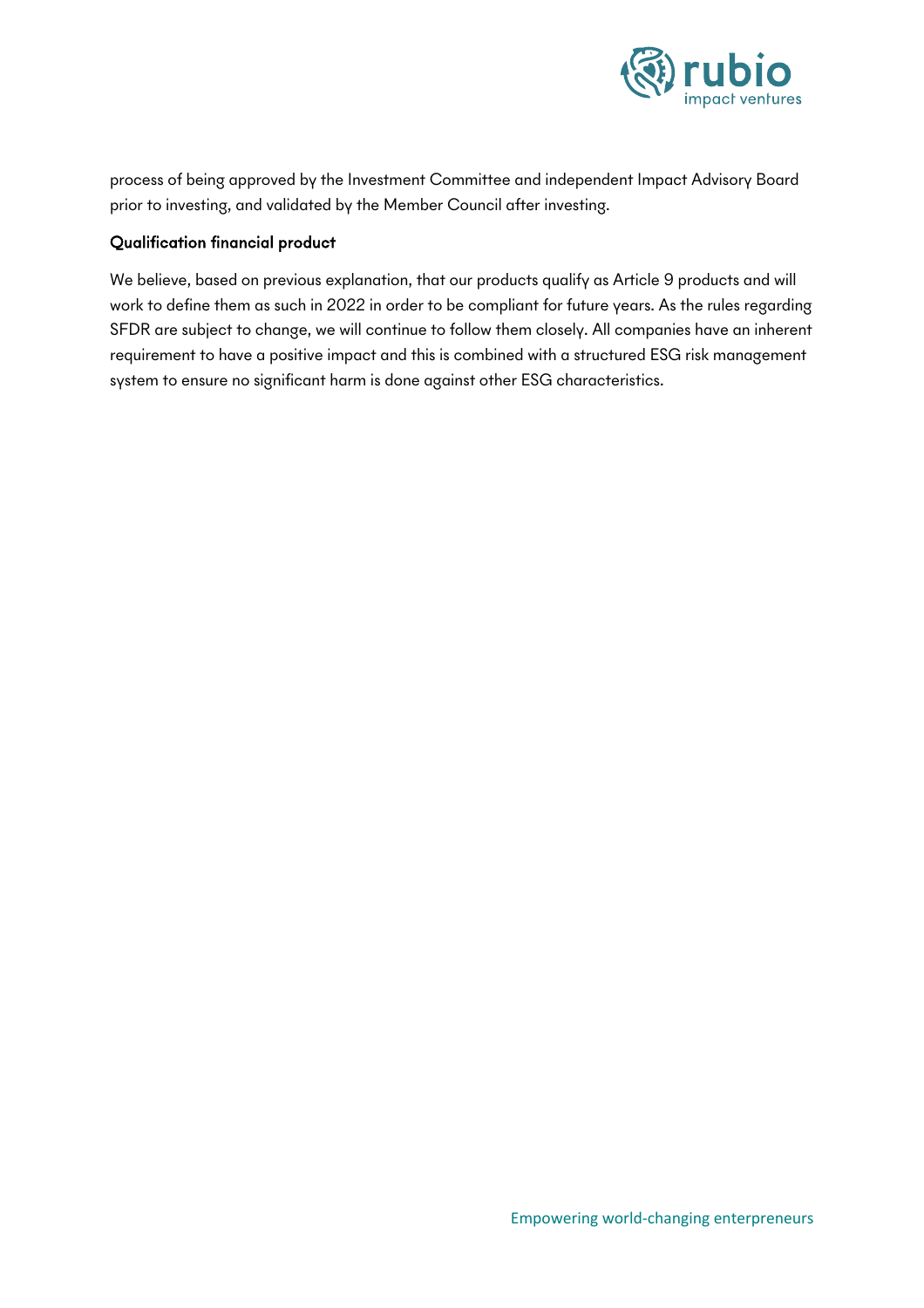process of being approved by the Investment Committee and independent Impact Advisory Board prior to investing, and validated by the Member Council after investing.

### Qualification financial product

We believe, based on previous explanation, that our products qualify as Article 9 products and will work to define them as such in 2022 in order to be compliant for future years. As the rules regarding SFDR are subject to change, we will continue to follow them closely. All companies have an inherent requirement to have a positive impact and this is combined with a structured ESG risk management system to ensure no significant harm is done against other ESG characteristics.